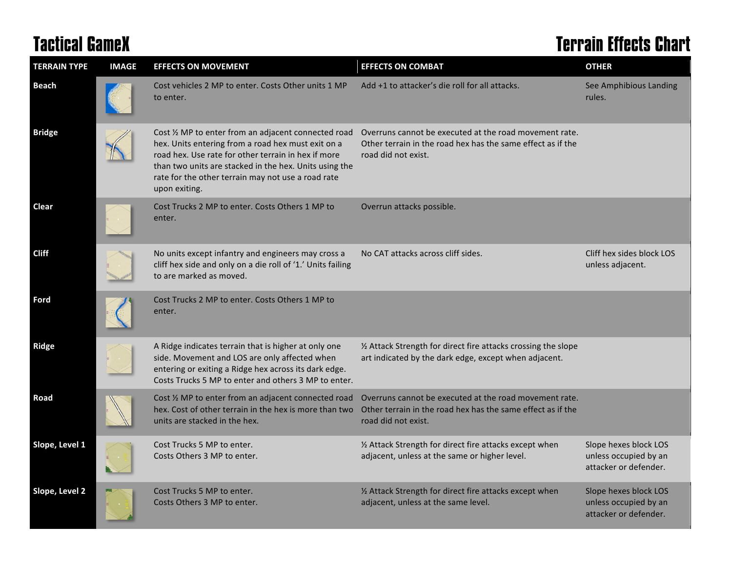# Tactical GameX

# Terrain Effects Chart

| TERRAIN TYPE | IMAGE | EFFECTS ON MOVEMENT | EFFECTS ON COMBAT | OTHER |
|---|---|---|---|---|
| **Beach** | | Cost vehicles 2 MP to enter. Costs Other units 1 MP to enter. | Add +1 to attacker's die roll for all attacks. | See Amphibious Landing rules. |
| **Bridge** | | Cost ½ MP to enter from an adjacent connected road hex. Units entering from a road hex must exit on a road hex. Use rate for other terrain in hex if more than two units are stacked in the hex. Units using the rate for the other terrain may not use a road rate upon exiting. | Overruns cannot be executed at the road movement rate. Other terrain in the road hex has the same effect as if the road did not exist. | |
| **Clear** | | Cost Trucks 2 MP to enter. Costs Others 1 MP to enter. | Overrun attacks possible. | |
| **Cliff** | | No units except infantry and engineers may cross a cliff hex side and only on a die roll of '1.' Units failing to are marked as moved. | No CAT attacks across cliff sides. | Cliff hex sides block LOS unless adjacent. |
| **Ford** | | Cost Trucks 2 MP to enter. Costs Others 1 MP to enter. | | |
| **Ridge** | | A Ridge indicates terrain that is higher at only one side. Movement and LOS are only affected when entering or exiting a Ridge hex across its dark edge. Costs Trucks 5 MP to enter and others 3 MP to enter. | ½ Attack Strength for direct fire attacks crossing the slope art indicated by the dark edge, except when adjacent. | |
| **Road** | | Cost ½ MP to enter from an adjacent connected road hex. Cost of other terrain in the hex is more than two units are stacked in the hex. | Overruns cannot be executed at the road movement rate. Other terrain in the road hex has the same effect as if the road did not exist. | |
| **Slope, Level 1** | | Cost Trucks 5 MP to enter. Costs Others 3 MP to enter. | ½ Attack Strength for direct fire attacks except when adjacent, unless at the same or higher level. | Slope hexes block LOS unless occupied by an attacker or defender. |
| **Slope, Level 2** | | Cost Trucks 5 MP to enter. Costs Others 3 MP to enter. | ½ Attack Strength for direct fire attacks except when adjacent, unless at the same level. | Slope hexes block LOS unless occupied by an attacker or defender. |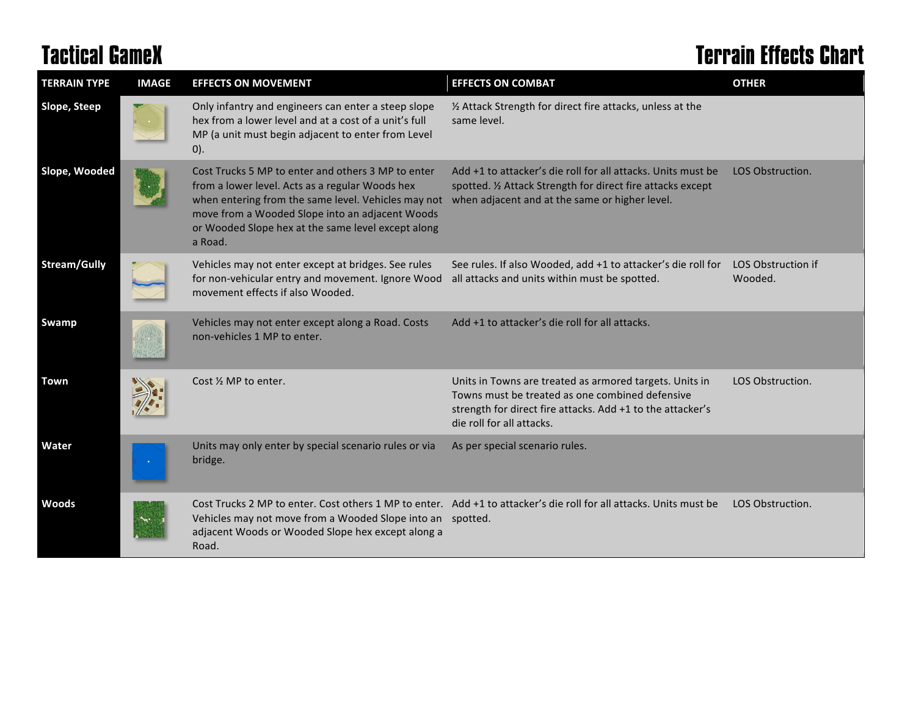# Tactical GameX

# Terrain Effects Chart

| TERRAIN TYPE | IMAGE | EFFECTS ON MOVEMENT | EFFECTS ON COMBAT | OTHER |
|---|---|---|---|---|
| Slope, Steep | | Only infantry and engineers can enter a steep slope hex from a lower level and at a cost of a unit's full MP (a unit must begin adjacent to enter from Level 0). | ½ Attack Strength for direct fire attacks, unless at the same level. | |
| Slope, Wooded | | Cost Trucks 5 MP to enter and others 3 MP to enter from a lower level. Acts as a regular Woods hex when entering from the same level. Vehicles may not move from a Wooded Slope into an adjacent Woods or Wooded Slope hex at the same level except along a Road. | Add +1 to attacker's die roll for all attacks. Units must be spotted. ½ Attack Strength for direct fire attacks except when adjacent and at the same or higher level. | LOS Obstruction. |
| Stream/Gully | | Vehicles may not enter except at bridges. See rules for non-vehicular entry and movement. Ignore Wood movement effects if also Wooded. | See rules. If also Wooded, add +1 to attacker's die roll for all attacks and units within must be spotted. | LOS Obstruction if Wooded. |
| Swamp | | Vehicles may not enter except along a Road. Costs non-vehicles 1 MP to enter. | Add +1 to attacker's die roll for all attacks. | |
| Town | | Cost ½ MP to enter. | Units in Towns are treated as armored targets. Units in Towns must be treated as one combined defensive strength for direct fire attacks. Add +1 to the attacker's die roll for all attacks. | LOS Obstruction. |
| Water | | Units may only enter by special scenario rules or via bridge. | As per special scenario rules. | |
| Woods | | Cost Trucks 2 MP to enter. Cost others 1 MP to enter. Vehicles may not move from a Wooded Slope into an adjacent Woods or Wooded Slope hex except along a Road. | Add +1 to attacker's die roll for all attacks. Units must be spotted. | LOS Obstruction. |